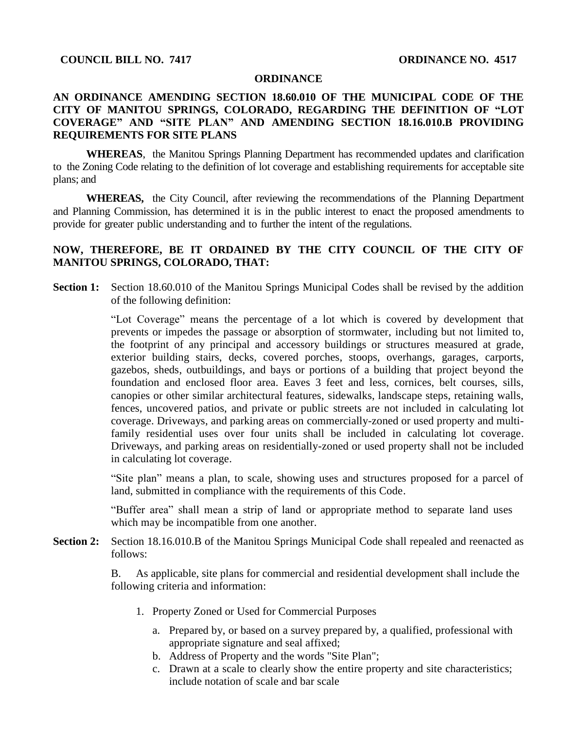**COUNCIL BILL NO. 7417** **ORDINANCE NO. 4517**

# ORDINANCE

## AN ORDINANCE AMENDING SECTION 18.60.010 OF THE MUNICIPAL CODE OF THE CITY OF MANITOU SPRINGS, COLORADO, REGARDING THE DEFINITION OF "LOT COVERAGE" AND "SITE PLAN" AND AMENDING SECTION 18.16.010.B PROVIDING REQUIREMENTS FOR SITE PLANS

**WHEREAS**, the Manitou Springs Planning Department has recommended updates and clarification to the Zoning Code relating to the definition of lot coverage and establishing requirements for acceptable site plans; and

**WHEREAS,** the City Council, after reviewing the recommendations of the Planning Department and Planning Commission, has determined it is in the public interest to enact the proposed amendments to provide for greater public understanding and to further the intent of the regulations.

**NOW, THEREFORE, BE IT ORDAINED BY THE CITY COUNCIL OF THE CITY OF MANITOU SPRINGS, COLORADO, THAT:**

**Section 1:** Section 18.60.010 of the Manitou Springs Municipal Codes shall be revised by the addition of the following definition:

"Lot Coverage" means the percentage of a lot which is covered by development that prevents or impedes the passage or absorption of stormwater, including but not limited to, the footprint of any principal and accessory buildings or structures measured at grade, exterior building stairs, decks, covered porches, stoops, overhangs, garages, carports, gazebos, sheds, outbuildings, and bays or portions of a building that project beyond the foundation and enclosed floor area. Eaves 3 feet and less, cornices, belt courses, sills, canopies or other similar architectural features, sidewalks, landscape steps, retaining walls, fences, uncovered patios, and private or public streets are not included in calculating lot coverage. Driveways, and parking areas on commercially-zoned or used property and multi-family residential uses over four units shall be included in calculating lot coverage. Driveways, and parking areas on residentially-zoned or used property shall not be included in calculating lot coverage.

"Site plan" means a plan, to scale, showing uses and structures proposed for a parcel of land, submitted in compliance with the requirements of this Code.

"Buffer area" shall mean a strip of land or appropriate method to separate land uses which may be incompatible from one another.

**Section 2:** Section 18.16.010.B of the Manitou Springs Municipal Code shall repealed and reenacted as follows:

B. As applicable, site plans for commercial and residential development shall include the following criteria and information:

1. Property Zoned or Used for Commercial Purposes
   a. Prepared by, or based on a survey prepared by, a qualified, professional with appropriate signature and seal affixed;
   b. Address of Property and the words "Site Plan";
   c. Drawn at a scale to clearly show the entire property and site characteristics; include notation of scale and bar scale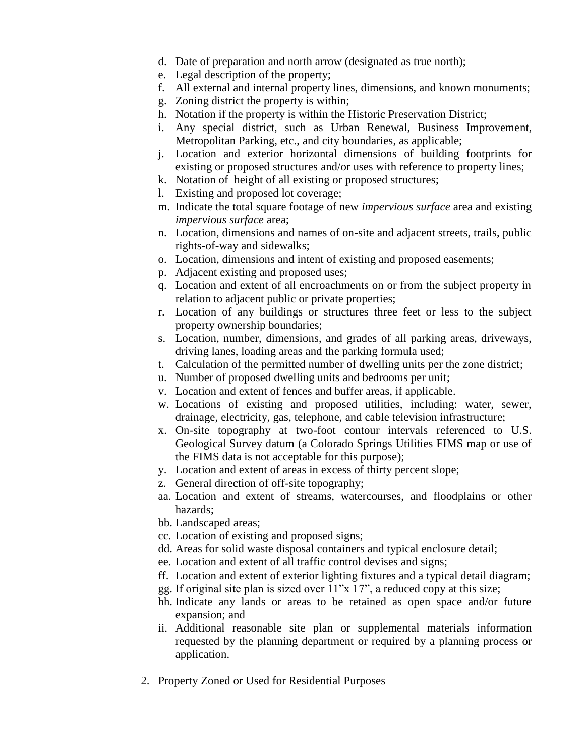d. Date of preparation and north arrow (designated as true north);
e. Legal description of the property;
f. All external and internal property lines, dimensions, and known monuments;
g. Zoning district the property is within;
h. Notation if the property is within the Historic Preservation District;
i. Any special district, such as Urban Renewal, Business Improvement, Metropolitan Parking, etc., and city boundaries, as applicable;
j. Location and exterior horizontal dimensions of building footprints for existing or proposed structures and/or uses with reference to property lines;
k. Notation of height of all existing or proposed structures;
l. Existing and proposed lot coverage;
m. Indicate the total square footage of new *impervious surface* area and existing *impervious surface* area;
n. Location, dimensions and names of on-site and adjacent streets, trails, public rights-of-way and sidewalks;
o. Location, dimensions and intent of existing and proposed easements;
p. Adjacent existing and proposed uses;
q. Location and extent of all encroachments on or from the subject property in relation to adjacent public or private properties;
r. Location of any buildings or structures three feet or less to the subject property ownership boundaries;
s. Location, number, dimensions, and grades of all parking areas, driveways, driving lanes, loading areas and the parking formula used;
t. Calculation of the permitted number of dwelling units per the zone district;
u. Number of proposed dwelling units and bedrooms per unit;
v. Location and extent of fences and buffer areas, if applicable.
w. Locations of existing and proposed utilities, including: water, sewer, drainage, electricity, gas, telephone, and cable television infrastructure;
x. On-site topography at two-foot contour intervals referenced to U.S. Geological Survey datum (a Colorado Springs Utilities FIMS map or use of the FIMS data is not acceptable for this purpose);
y. Location and extent of areas in excess of thirty percent slope;
z. General direction of off-site topography;
aa. Location and extent of streams, watercourses, and floodplains or other hazards;
bb. Landscaped areas;
cc. Location of existing and proposed signs;
dd. Areas for solid waste disposal containers and typical enclosure detail;
ee. Location and extent of all traffic control devises and signs;
ff. Location and extent of exterior lighting fixtures and a typical detail diagram;
gg. If original site plan is sized over 11"x 17", a reduced copy at this size;
hh. Indicate any lands or areas to be retained as open space and/or future expansion; and
ii. Additional reasonable site plan or supplemental materials information requested by the planning department or required by a planning process or application.

2. Property Zoned or Used for Residential Purposes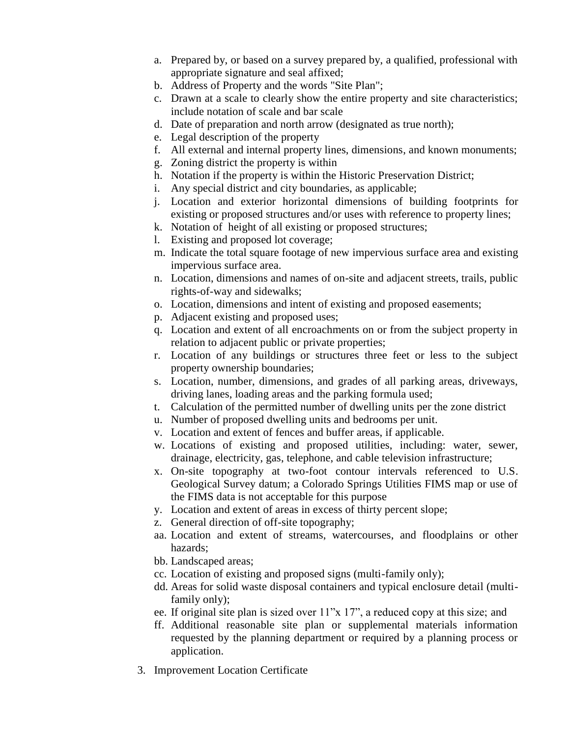a. Prepared by, or based on a survey prepared by, a qualified, professional with appropriate signature and seal affixed;
b. Address of Property and the words "Site Plan";
c. Drawn at a scale to clearly show the entire property and site characteristics; include notation of scale and bar scale
d. Date of preparation and north arrow (designated as true north);
e. Legal description of the property
f. All external and internal property lines, dimensions, and known monuments;
g. Zoning district the property is within
h. Notation if the property is within the Historic Preservation District;
i. Any special district and city boundaries, as applicable;
j. Location and exterior horizontal dimensions of building footprints for existing or proposed structures and/or uses with reference to property lines;
k. Notation of height of all existing or proposed structures;
l. Existing and proposed lot coverage;
m. Indicate the total square footage of new impervious surface area and existing impervious surface area.
n. Location, dimensions and names of on-site and adjacent streets, trails, public rights-of-way and sidewalks;
o. Location, dimensions and intent of existing and proposed easements;
p. Adjacent existing and proposed uses;
q. Location and extent of all encroachments on or from the subject property in relation to adjacent public or private properties;
r. Location of any buildings or structures three feet or less to the subject property ownership boundaries;
s. Location, number, dimensions, and grades of all parking areas, driveways, driving lanes, loading areas and the parking formula used;
t. Calculation of the permitted number of dwelling units per the zone district
u. Number of proposed dwelling units and bedrooms per unit.
v. Location and extent of fences and buffer areas, if applicable.
w. Locations of existing and proposed utilities, including: water, sewer, drainage, electricity, gas, telephone, and cable television infrastructure;
x. On-site topography at two-foot contour intervals referenced to U.S. Geological Survey datum; a Colorado Springs Utilities FIMS map or use of the FIMS data is not acceptable for this purpose
y. Location and extent of areas in excess of thirty percent slope;
z. General direction of off-site topography;
aa. Location and extent of streams, watercourses, and floodplains or other hazards;
bb. Landscaped areas;
cc. Location of existing and proposed signs (multi-family only);
dd. Areas for solid waste disposal containers and typical enclosure detail (multi-family only);
ee. If original site plan is sized over 11"x 17", a reduced copy at this size; and
ff. Additional reasonable site plan or supplemental materials information requested by the planning department or required by a planning process or application.

3. Improvement Location Certificate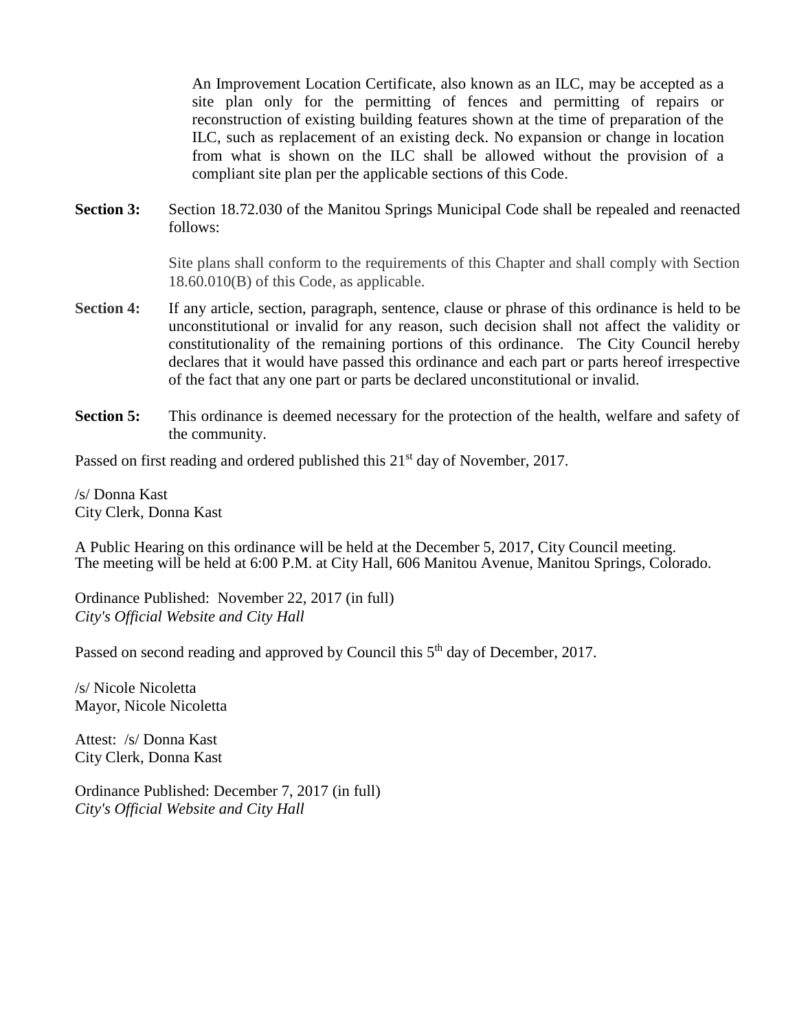An Improvement Location Certificate, also known as an ILC, may be accepted as a site plan only for the permitting of fences and permitting of repairs or reconstruction of existing building features shown at the time of preparation of the ILC, such as replacement of an existing deck. No expansion or change in location from what is shown on the ILC shall be allowed without the provision of a compliant site plan per the applicable sections of this Code.

**Section 3:** Section 18.72.030 of the Manitou Springs Municipal Code shall be repealed and reenacted follows:

Site plans shall conform to the requirements of this Chapter and shall comply with Section 18.60.010(B) of this Code, as applicable.

**Section 4:** If any article, section, paragraph, sentence, clause or phrase of this ordinance is held to be unconstitutional or invalid for any reason, such decision shall not affect the validity or constitutionality of the remaining portions of this ordinance. The City Council hereby declares that it would have passed this ordinance and each part or parts hereof irrespective of the fact that any one part or parts be declared unconstitutional or invalid.

**Section 5:** This ordinance is deemed necessary for the protection of the health, welfare and safety of the community.

Passed on first reading and ordered published this 21st day of November, 2017.

/s/ Donna Kast
City Clerk, Donna Kast

A Public Hearing on this ordinance will be held at the December 5, 2017, City Council meeting.
The meeting will be held at 6:00 P.M. at City Hall, 606 Manitou Avenue, Manitou Springs, Colorado.

Ordinance Published: November 22, 2017 (in full)
*City's Official Website and City Hall*

Passed on second reading and approved by Council this 5th day of December, 2017.

/s/ Nicole Nicoletta
Mayor, Nicole Nicoletta

Attest: /s/ Donna Kast
City Clerk, Donna Kast

Ordinance Published: December 7, 2017 (in full)
*City's Official Website and City Hall*